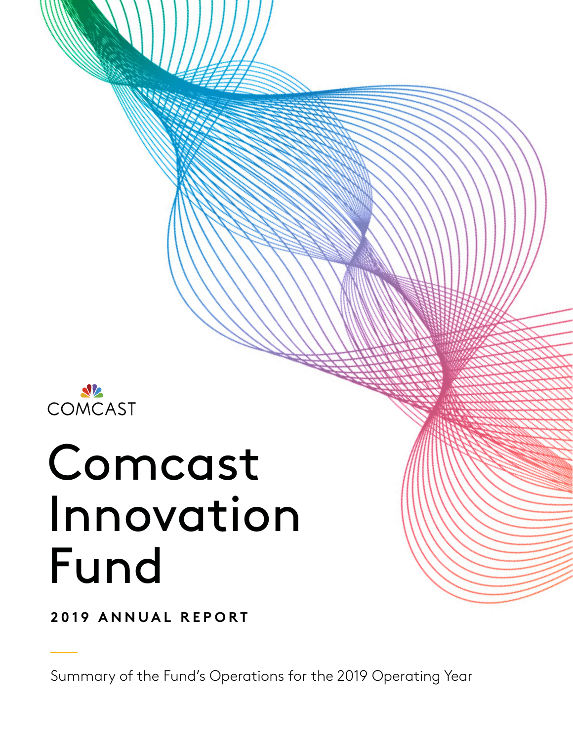COMCAST

# Comcast Innovation Fund

## 2019 ANNUAL REPORT

Summary of the Fund's Operations for the 2019 Operating Year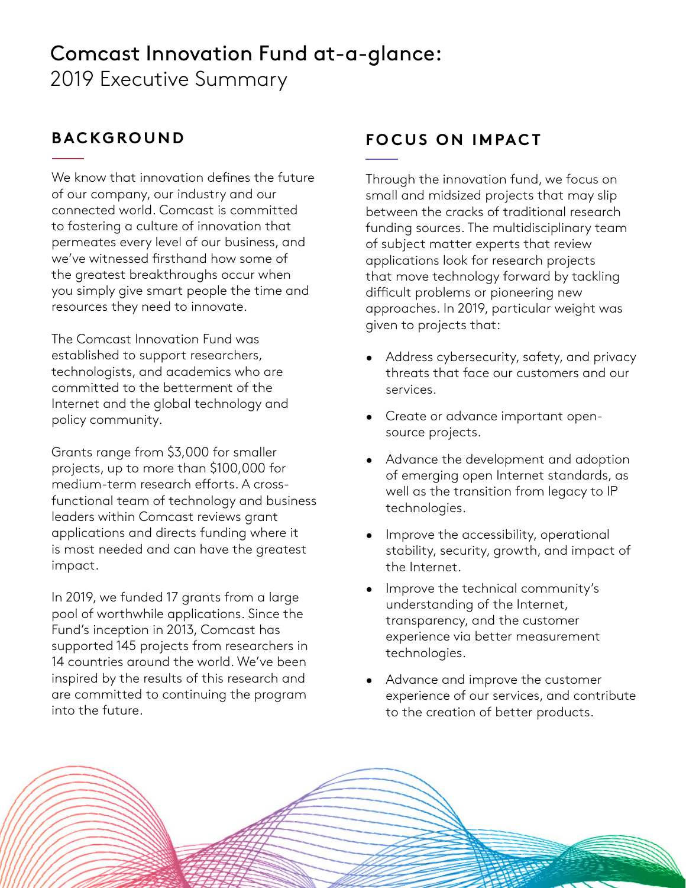# Comcast Innovation Fund at-a-glance:
2019 Executive Summary

## BACKGROUND

We know that innovation defines the future of our company, our industry and our connected world. Comcast is committed to fostering a culture of innovation that permeates every level of our business, and we've witnessed firsthand how some of the greatest breakthroughs occur when you simply give smart people the time and resources they need to innovate.

The Comcast Innovation Fund was established to support researchers, technologists, and academics who are committed to the betterment of the Internet and the global technology and policy community.

Grants range from $3,000 for smaller projects, up to more than $100,000 for medium-term research efforts. A cross-functional team of technology and business leaders within Comcast reviews grant applications and directs funding where it is most needed and can have the greatest impact.

In 2019, we funded 17 grants from a large pool of worthwhile applications. Since the Fund's inception in 2013, Comcast has supported 145 projects from researchers in 14 countries around the world. We've been inspired by the results of this research and are committed to continuing the program into the future.

## FOCUS ON IMPACT

Through the innovation fund, we focus on small and midsized projects that may slip between the cracks of traditional research funding sources. The multidisciplinary team of subject matter experts that review applications look for research projects that move technology forward by tackling difficult problems or pioneering new approaches. In 2019, particular weight was given to projects that:

- Address cybersecurity, safety, and privacy threats that face our customers and our services.
- Create or advance important open-source projects.
- Advance the development and adoption of emerging open Internet standards, as well as the transition from legacy to IP technologies.
- Improve the accessibility, operational stability, security, growth, and impact of the Internet.
- Improve the technical community's understanding of the Internet, transparency, and the customer experience via better measurement technologies.
- Advance and improve the customer experience of our services, and contribute to the creation of better products.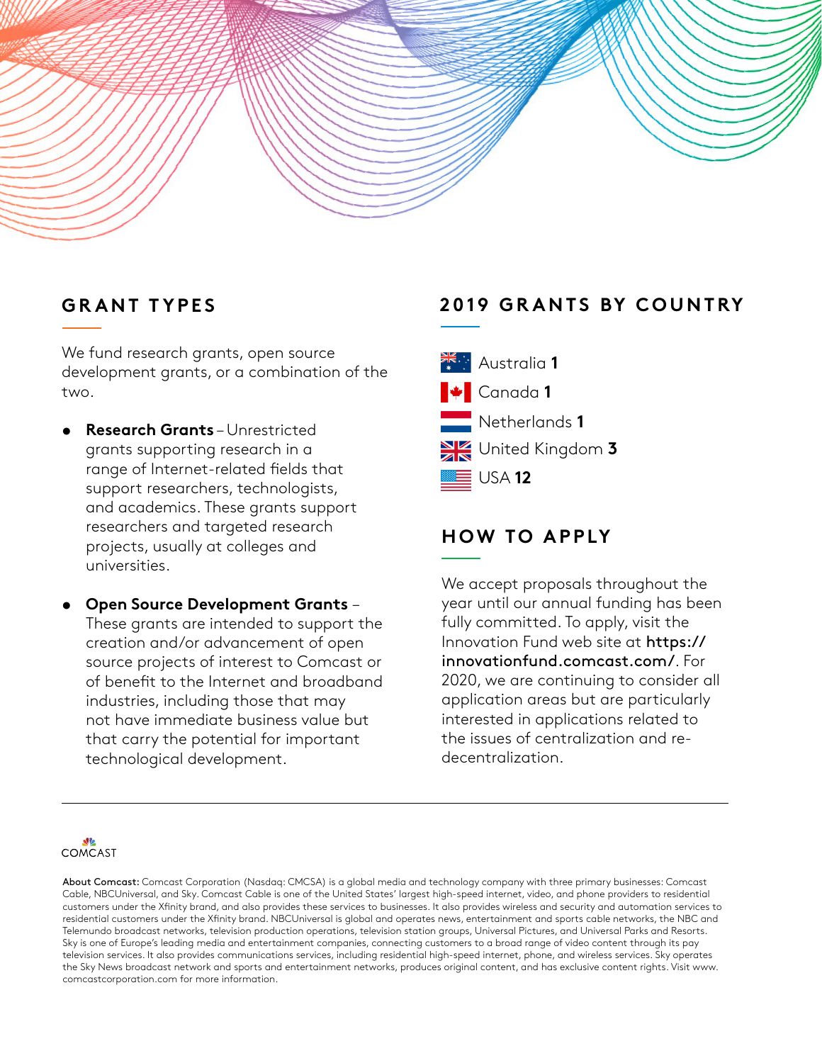## GRANT TYPES

We fund research grants, open source development grants, or a combination of the two.

- **Research Grants** – Unrestricted grants supporting research in a range of Internet-related fields that support researchers, technologists, and academics. These grants support researchers and targeted research projects, usually at colleges and universities.

- **Open Source Development Grants** – These grants are intended to support the creation and/or advancement of open source projects of interest to Comcast or of benefit to the Internet and broadband industries, including those that may not have immediate business value but that carry the potential for important technological development.

## 2019 GRANTS BY COUNTRY

- Australia **1**
- Canada **1**
- Netherlands **1**
- United Kingdom **3**
- USA **12**

## HOW TO APPLY

We accept proposals throughout the year until our annual funding has been fully committed. To apply, visit the Innovation Fund web site at **https://innovationfund.comcast.com/**. For 2020, we are continuing to consider all application areas but are particularly interested in applications related to the issues of centralization and re-decentralization.

COMCAST

**About Comcast:** Comcast Corporation (Nasdaq: CMCSA) is a global media and technology company with three primary businesses: Comcast Cable, NBCUniversal, and Sky. Comcast Cable is one of the United States' largest high-speed internet, video, and phone providers to residential customers under the Xfinity brand, and also provides these services to businesses. It also provides wireless and security and automation services to residential customers under the Xfinity brand. NBCUniversal is global and operates news, entertainment and sports cable networks, the NBC and Telemundo broadcast networks, television production operations, television station groups, Universal Pictures, and Universal Parks and Resorts. Sky is one of Europe's leading media and entertainment companies, connecting customers to a broad range of video content through its pay television services. It also provides communications services, including residential high-speed internet, phone, and wireless services. Sky operates the Sky News broadcast network and sports and entertainment networks, produces original content, and has exclusive content rights. Visit www.comcastcorporation.com for more information.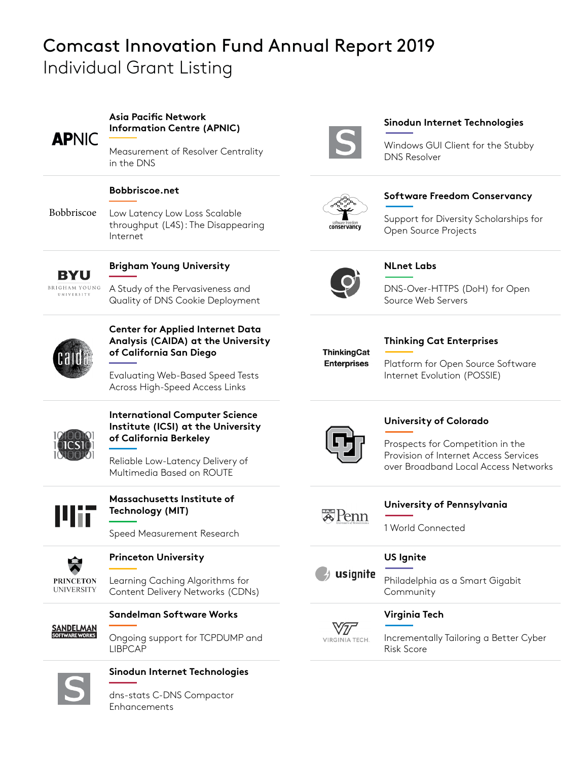# Comcast Innovation Fund Annual Report 2019

## Individual Grant Listing

**Asia Pacific Network Information Centre (APNIC)**

Measurement of Resolver Centrality in the DNS

**Bobbriscoe.net**

Low Latency Low Loss Scalable throughput (L4S): The Disappearing Internet

**Brigham Young University**

A Study of the Pervasiveness and Quality of DNS Cookie Deployment

**Center for Applied Internet Data Analysis (CAIDA) at the University of California San Diego**

Evaluating Web-Based Speed Tests Across High-Speed Access Links

**International Computer Science Institute (ICSI) at the University of California Berkeley**

Reliable Low-Latency Delivery of Multimedia Based on ROUTE

**Massachusetts Institute of Technology (MIT)**

Speed Measurement Research

**Princeton University**

Learning Caching Algorithms for Content Delivery Networks (CDNs)

**Sandelman Software Works**

Ongoing support for TCPDUMP and LIBPCAP

**Sinodun Internet Technologies**

dns-stats C-DNS Compactor Enhancements

**Sinodun Internet Technologies**

Windows GUI Client for the Stubby DNS Resolver

**Software Freedom Conservancy**

Support for Diversity Scholarships for Open Source Projects

**NLnet Labs**

DNS-Over-HTTPS (DoH) for Open Source Web Servers

**Thinking Cat Enterprises**

Platform for Open Source Software Internet Evolution (POSSIE)

**University of Colorado**

Prospects for Competition in the Provision of Internet Access Services over Broadband Local Access Networks

**University of Pennsylvania**

1 World Connected

**US Ignite**

Philadelphia as a Smart Gigabit Community

**Virginia Tech**

Incrementally Tailoring a Better Cyber Risk Score